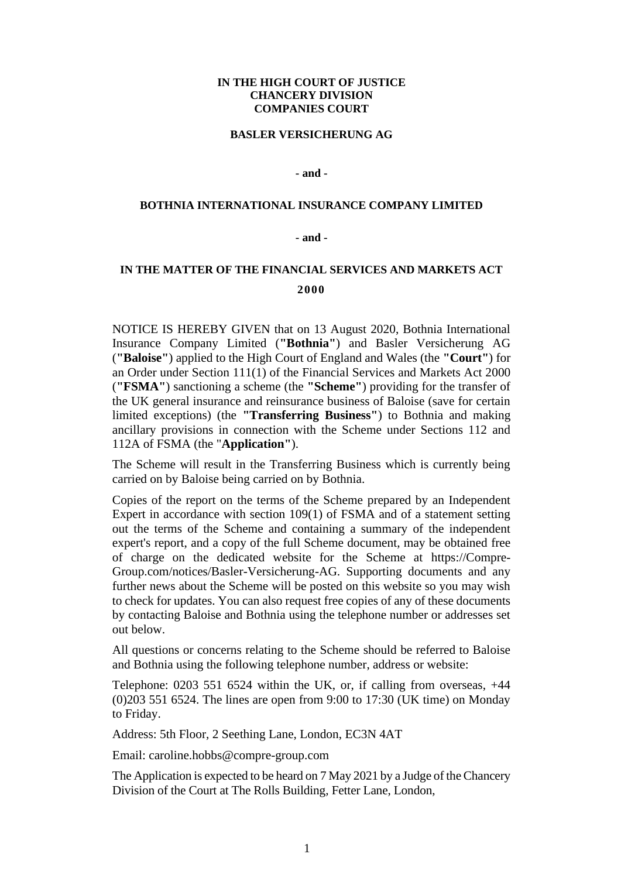**IN THE HIGH COURT OF JUSTICE**
**CHANCERY DIVISION**
**COMPANIES COURT**

**BASLER VERSICHERUNG AG**

**- and -**

**BOTHNIA INTERNATIONAL INSURANCE COMPANY LIMITED**

**- and -**

**IN THE MATTER OF THE FINANCIAL SERVICES AND MARKETS ACT 2000**

NOTICE IS HEREBY GIVEN that on 13 August 2020, Bothnia International Insurance Company Limited (**"Bothnia"**) and Basler Versicherung AG (**"Baloise"**) applied to the High Court of England and Wales (the **"Court"**) for an Order under Section 111(1) of the Financial Services and Markets Act 2000 (**"FSMA"**) sanctioning a scheme (the **"Scheme"**) providing for the transfer of the UK general insurance and reinsurance business of Baloise (save for certain limited exceptions) (the **"Transferring Business"**) to Bothnia and making ancillary provisions in connection with the Scheme under Sections 112 and 112A of FSMA (the "**Application"**).

The Scheme will result in the Transferring Business which is currently being carried on by Baloise being carried on by Bothnia.

Copies of the report on the terms of the Scheme prepared by an Independent Expert in accordance with section 109(1) of FSMA and of a statement setting out the terms of the Scheme and containing a summary of the independent expert's report, and a copy of the full Scheme document, may be obtained free of charge on the dedicated website for the Scheme at https://Compre-Group.com/notices/Basler-Versicherung-AG. Supporting documents and any further news about the Scheme will be posted on this website so you may wish to check for updates. You can also request free copies of any of these documents by contacting Baloise and Bothnia using the telephone number or addresses set out below.

All questions or concerns relating to the Scheme should be referred to Baloise and Bothnia using the following telephone number, address or website:

Telephone: 0203 551 6524 within the UK, or, if calling from overseas, +44 (0)203 551 6524. The lines are open from 9:00 to 17:30 (UK time) on Monday to Friday.

Address: 5th Floor, 2 Seething Lane, London, EC3N 4AT

Email: caroline.hobbs@compre-group.com

The Application is expected to be heard on 7 May 2021 by a Judge of the Chancery Division of the Court at The Rolls Building, Fetter Lane, London,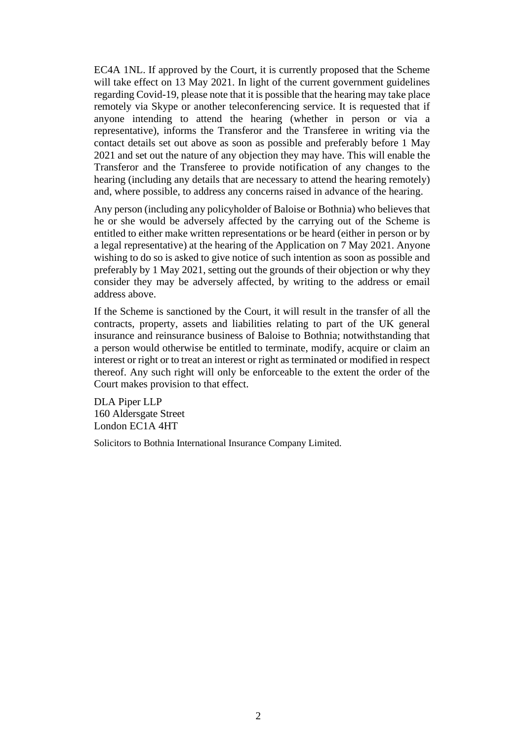EC4A 1NL. If approved by the Court, it is currently proposed that the Scheme will take effect on 13 May 2021. In light of the current government guidelines regarding Covid-19, please note that it is possible that the hearing may take place remotely via Skype or another teleconferencing service. It is requested that if anyone intending to attend the hearing (whether in person or via a representative), informs the Transferor and the Transferee in writing via the contact details set out above as soon as possible and preferably before 1 May 2021 and set out the nature of any objection they may have. This will enable the Transferor and the Transferee to provide notification of any changes to the hearing (including any details that are necessary to attend the hearing remotely) and, where possible, to address any concerns raised in advance of the hearing.

Any person (including any policyholder of Baloise or Bothnia) who believes that he or she would be adversely affected by the carrying out of the Scheme is entitled to either make written representations or be heard (either in person or by a legal representative) at the hearing of the Application on 7 May 2021. Anyone wishing to do so is asked to give notice of such intention as soon as possible and preferably by 1 May 2021, setting out the grounds of their objection or why they consider they may be adversely affected, by writing to the address or email address above.

If the Scheme is sanctioned by the Court, it will result in the transfer of all the contracts, property, assets and liabilities relating to part of the UK general insurance and reinsurance business of Baloise to Bothnia; notwithstanding that a person would otherwise be entitled to terminate, modify, acquire or claim an interest or right or to treat an interest or right as terminated or modified in respect thereof. Any such right will only be enforceable to the extent the order of the Court makes provision to that effect.

DLA Piper LLP
160 Aldersgate Street
London EC1A 4HT

Solicitors to Bothnia International Insurance Company Limited.